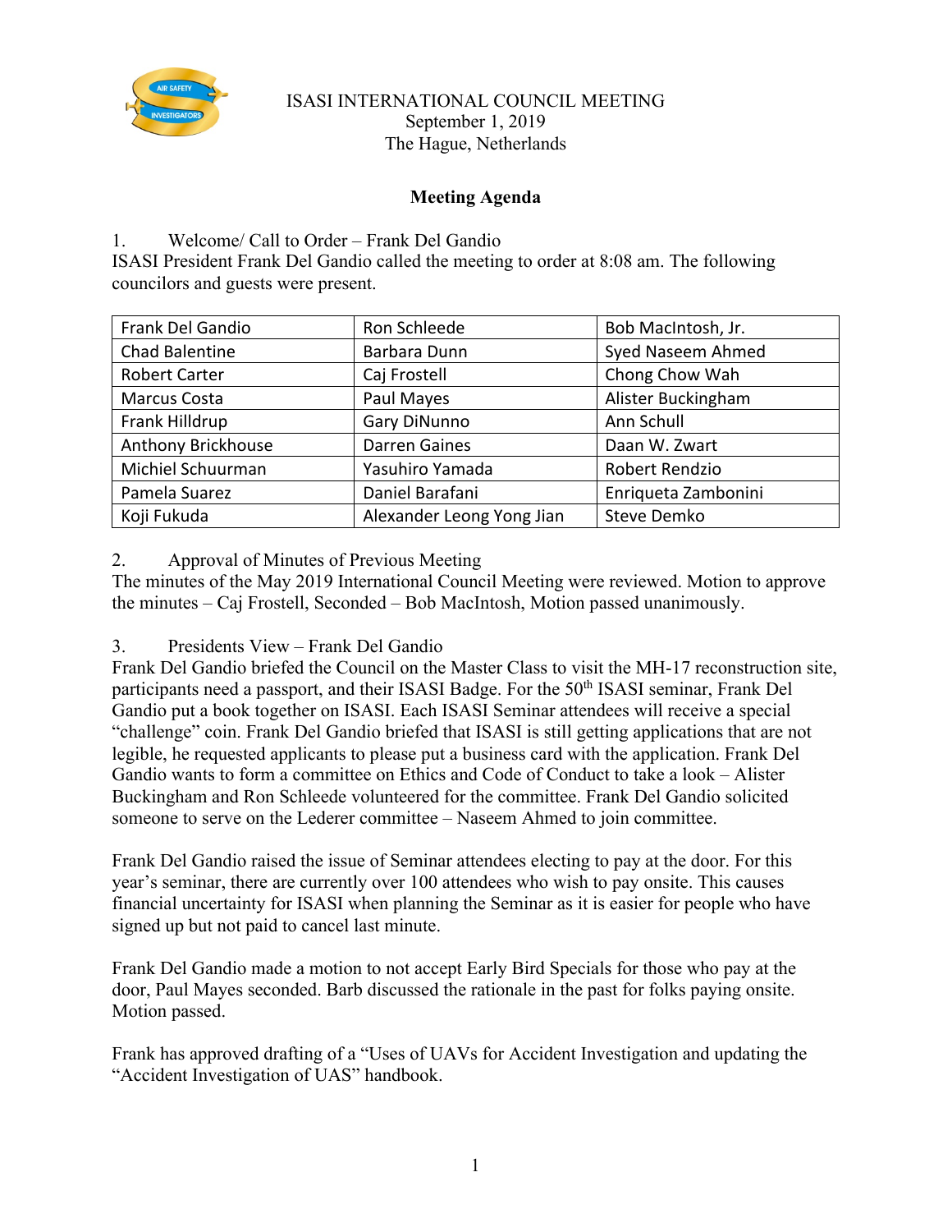# ISASI INTERNATIONAL COUNCIL MEETING

September 1, 2019
The Hague, Netherlands

## Meeting Agenda

1. Welcome/ Call to Order – Frank Del Gandio

ISASI President Frank Del Gandio called the meeting to order at 8:08 am. The following councilors and guests were present.

| | | |
|---|---|---|
| Frank Del Gandio | Ron Schleede | Bob MacIntosh, Jr. |
| Chad Balentine | Barbara Dunn | Syed Naseem Ahmed |
| Robert Carter | Caj Frostell | Chong Chow Wah |
| Marcus Costa | Paul Mayes | Alister Buckingham |
| Frank Hilldrup | Gary DiNunno | Ann Schull |
| Anthony Brickhouse | Darren Gaines | Daan W. Zwart |
| Michiel Schuurman | Yasuhiro Yamada | Robert Rendzio |
| Pamela Suarez | Daniel Barafani | Enriqueta Zambonini |
| Koji Fukuda | Alexander Leong Yong Jian | Steve Demko |

2. Approval of Minutes of Previous Meeting

The minutes of the May 2019 International Council Meeting were reviewed. Motion to approve the minutes – Caj Frostell, Seconded – Bob MacIntosh, Motion passed unanimously.

3. Presidents View – Frank Del Gandio

Frank Del Gandio briefed the Council on the Master Class to visit the MH-17 reconstruction site, participants need a passport, and their ISASI Badge. For the 50th ISASI seminar, Frank Del Gandio put a book together on ISASI. Each ISASI Seminar attendees will receive a special "challenge" coin. Frank Del Gandio briefed that ISASI is still getting applications that are not legible, he requested applicants to please put a business card with the application. Frank Del Gandio wants to form a committee on Ethics and Code of Conduct to take a look – Alister Buckingham and Ron Schleede volunteered for the committee. Frank Del Gandio solicited someone to serve on the Lederer committee – Naseem Ahmed to join committee.

Frank Del Gandio raised the issue of Seminar attendees electing to pay at the door. For this year's seminar, there are currently over 100 attendees who wish to pay onsite. This causes financial uncertainty for ISASI when planning the Seminar as it is easier for people who have signed up but not paid to cancel last minute.

Frank Del Gandio made a motion to not accept Early Bird Specials for those who pay at the door, Paul Mayes seconded. Barb discussed the rationale in the past for folks paying onsite. Motion passed.

Frank has approved drafting of a "Uses of UAVs for Accident Investigation and updating the "Accident Investigation of UAS" handbook.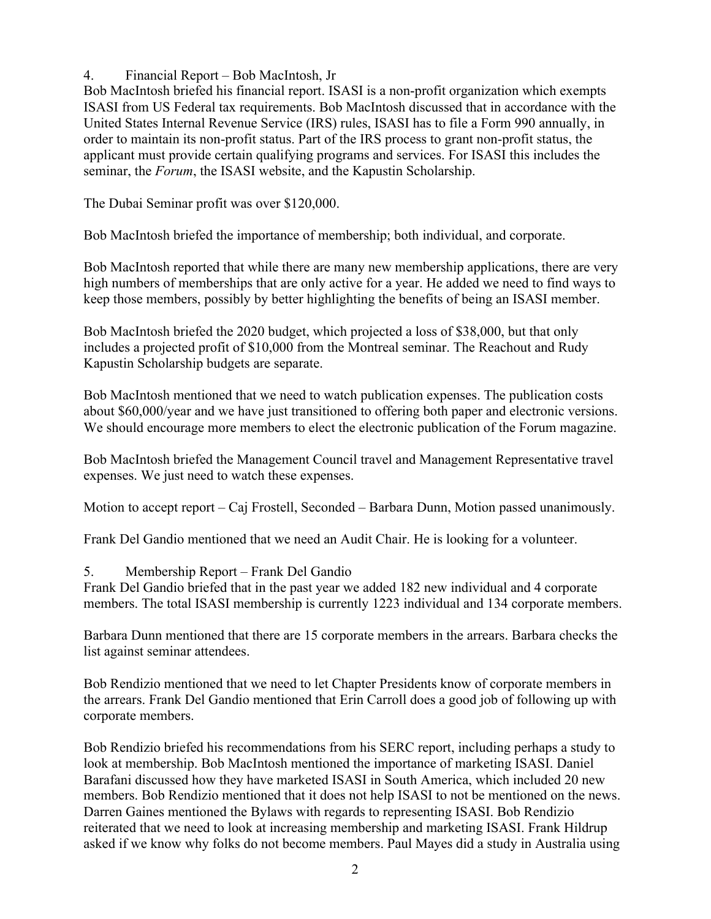## 4. Financial Report – Bob MacIntosh, Jr

Bob MacIntosh briefed his financial report. ISASI is a non-profit organization which exempts ISASI from US Federal tax requirements. Bob MacIntosh discussed that in accordance with the United States Internal Revenue Service (IRS) rules, ISASI has to file a Form 990 annually, in order to maintain its non-profit status. Part of the IRS process to grant non-profit status, the applicant must provide certain qualifying programs and services. For ISASI this includes the seminar, the *Forum*, the ISASI website, and the Kapustin Scholarship.

The Dubai Seminar profit was over $120,000.

Bob MacIntosh briefed the importance of membership; both individual, and corporate.

Bob MacIntosh reported that while there are many new membership applications, there are very high numbers of memberships that are only active for a year. He added we need to find ways to keep those members, possibly by better highlighting the benefits of being an ISASI member.

Bob MacIntosh briefed the 2020 budget, which projected a loss of $38,000, but that only includes a projected profit of $10,000 from the Montreal seminar. The Reachout and Rudy Kapustin Scholarship budgets are separate.

Bob MacIntosh mentioned that we need to watch publication expenses. The publication costs about $60,000/year and we have just transitioned to offering both paper and electronic versions. We should encourage more members to elect the electronic publication of the Forum magazine.

Bob MacIntosh briefed the Management Council travel and Management Representative travel expenses. We just need to watch these expenses.

Motion to accept report – Caj Frostell, Seconded – Barbara Dunn, Motion passed unanimously.

Frank Del Gandio mentioned that we need an Audit Chair. He is looking for a volunteer.

## 5. Membership Report – Frank Del Gandio

Frank Del Gandio briefed that in the past year we added 182 new individual and 4 corporate members. The total ISASI membership is currently 1223 individual and 134 corporate members.

Barbara Dunn mentioned that there are 15 corporate members in the arrears. Barbara checks the list against seminar attendees.

Bob Rendizio mentioned that we need to let Chapter Presidents know of corporate members in the arrears. Frank Del Gandio mentioned that Erin Carroll does a good job of following up with corporate members.

Bob Rendizio briefed his recommendations from his SERC report, including perhaps a study to look at membership. Bob MacIntosh mentioned the importance of marketing ISASI. Daniel Barafani discussed how they have marketed ISASI in South America, which included 20 new members. Bob Rendizio mentioned that it does not help ISASI to not be mentioned on the news. Darren Gaines mentioned the Bylaws with regards to representing ISASI. Bob Rendizio reiterated that we need to look at increasing membership and marketing ISASI. Frank Hildrup asked if we know why folks do not become members. Paul Mayes did a study in Australia using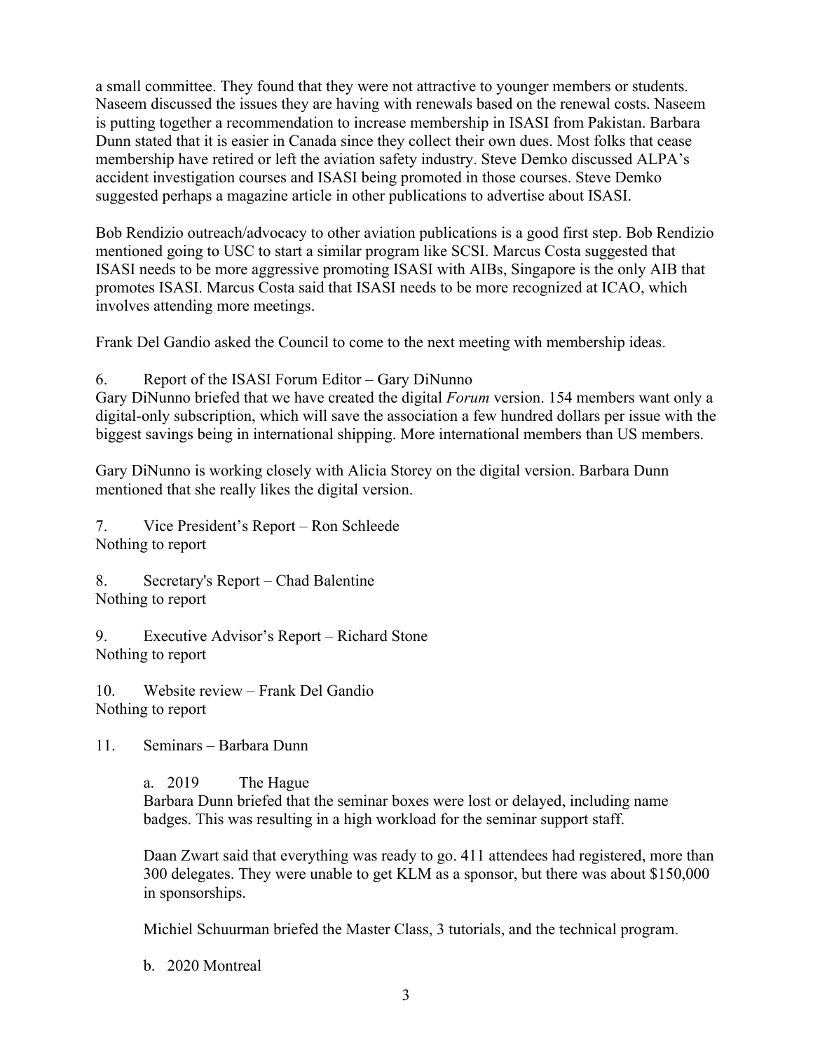a small committee. They found that they were not attractive to younger members or students. Naseem discussed the issues they are having with renewals based on the renewal costs. Naseem is putting together a recommendation to increase membership in ISASI from Pakistan. Barbara Dunn stated that it is easier in Canada since they collect their own dues. Most folks that cease membership have retired or left the aviation safety industry. Steve Demko discussed ALPA's accident investigation courses and ISASI being promoted in those courses. Steve Demko suggested perhaps a magazine article in other publications to advertise about ISASI.

Bob Rendizio outreach/advocacy to other aviation publications is a good first step. Bob Rendizio mentioned going to USC to start a similar program like SCSI. Marcus Costa suggested that ISASI needs to be more aggressive promoting ISASI with AIBs, Singapore is the only AIB that promotes ISASI. Marcus Costa said that ISASI needs to be more recognized at ICAO, which involves attending more meetings.

Frank Del Gandio asked the Council to come to the next meeting with membership ideas.

6. Report of the ISASI Forum Editor – Gary DiNunno

Gary DiNunno briefed that we have created the digital *Forum* version. 154 members want only a digital-only subscription, which will save the association a few hundred dollars per issue with the biggest savings being in international shipping. More international members than US members.

Gary DiNunno is working closely with Alicia Storey on the digital version. Barbara Dunn mentioned that she really likes the digital version.

7. Vice President's Report – Ron Schleede

Nothing to report

8. Secretary's Report – Chad Balentine

Nothing to report

9. Executive Advisor's Report – Richard Stone

Nothing to report

10. Website review – Frank Del Gandio

Nothing to report

11. Seminars – Barbara Dunn

a. 2019 The Hague

Barbara Dunn briefed that the seminar boxes were lost or delayed, including name badges. This was resulting in a high workload for the seminar support staff.

Daan Zwart said that everything was ready to go. 411 attendees had registered, more than 300 delegates. They were unable to get KLM as a sponsor, but there was about $150,000 in sponsorships.

Michiel Schuurman briefed the Master Class, 3 tutorials, and the technical program.

b. 2020 Montreal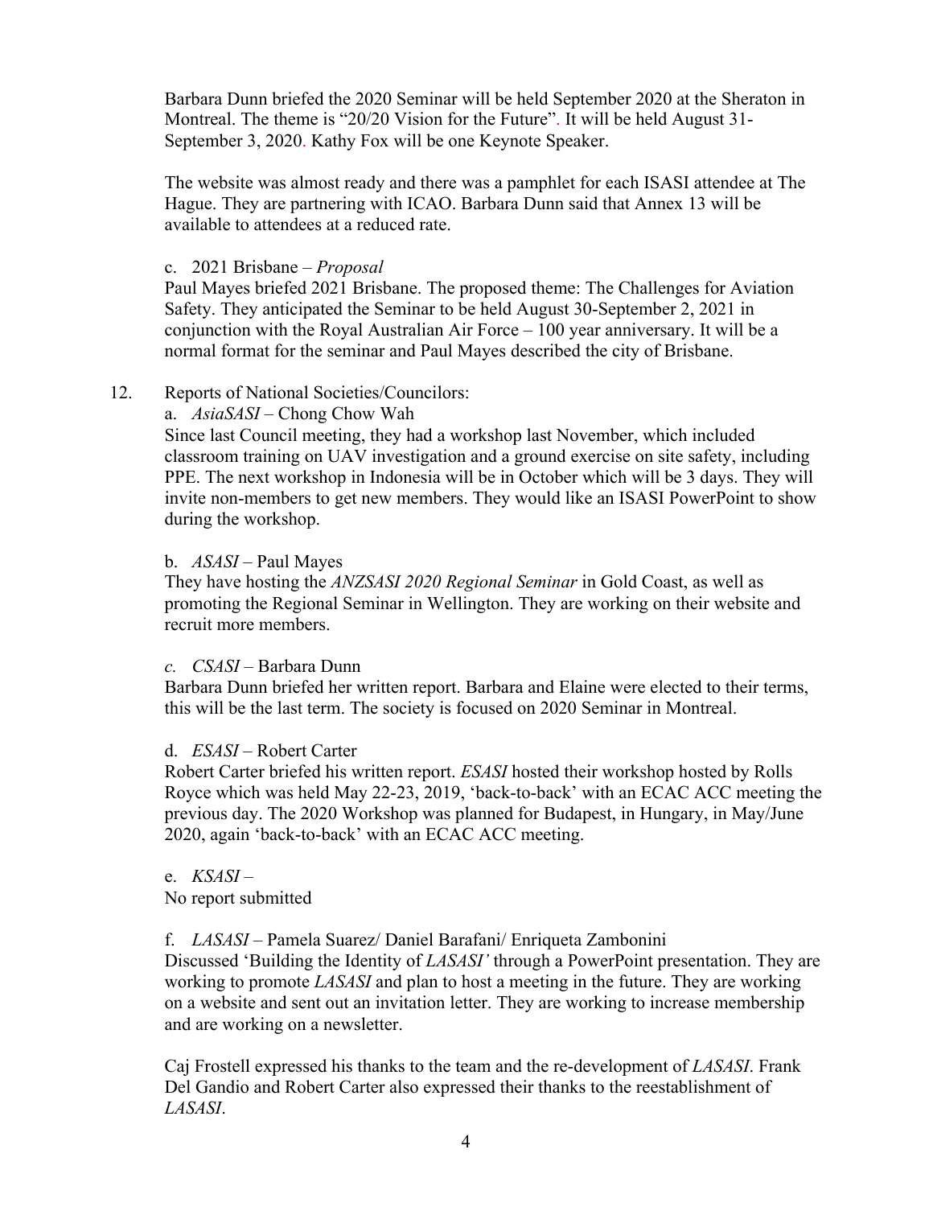Barbara Dunn briefed the 2020 Seminar will be held September 2020 at the Sheraton in Montreal. The theme is "20/20 Vision for the Future". It will be held August 31-September 3, 2020. Kathy Fox will be one Keynote Speaker.

The website was almost ready and there was a pamphlet for each ISASI attendee at The Hague. They are partnering with ICAO. Barbara Dunn said that Annex 13 will be available to attendees at a reduced rate.

c. 2021 Brisbane – *Proposal*
Paul Mayes briefed 2021 Brisbane. The proposed theme: The Challenges for Aviation Safety. They anticipated the Seminar to be held August 30-September 2, 2021 in conjunction with the Royal Australian Air Force – 100 year anniversary. It will be a normal format for the seminar and Paul Mayes described the city of Brisbane.

12. Reports of National Societies/Councilors:

a. *AsiaSASI* – Chong Chow Wah
Since last Council meeting, they had a workshop last November, which included classroom training on UAV investigation and a ground exercise on site safety, including PPE. The next workshop in Indonesia will be in October which will be 3 days. They will invite non-members to get new members. They would like an ISASI PowerPoint to show during the workshop.

b. *ASASI* – Paul Mayes
They have hosting the *ANZSASI 2020 Regional Seminar* in Gold Coast, as well as promoting the Regional Seminar in Wellington. They are working on their website and recruit more members.

*c.* *CSASI* – Barbara Dunn
Barbara Dunn briefed her written report. Barbara and Elaine were elected to their terms, this will be the last term. The society is focused on 2020 Seminar in Montreal.

d. *ESASI* – Robert Carter
Robert Carter briefed his written report. *ESASI* hosted their workshop hosted by Rolls Royce which was held May 22-23, 2019, 'back-to-back' with an ECAC ACC meeting the previous day. The 2020 Workshop was planned for Budapest, in Hungary, in May/June 2020, again 'back-to-back' with an ECAC ACC meeting.

e. *KSASI* –
No report submitted

f. *LASASI* – Pamela Suarez/ Daniel Barafani/ Enriqueta Zambonini
Discussed 'Building the Identity of *LASASI'* through a PowerPoint presentation. They are working to promote *LASASI* and plan to host a meeting in the future. They are working on a website and sent out an invitation letter. They are working to increase membership and are working on a newsletter.

Caj Frostell expressed his thanks to the team and the re-development of *LASASI*. Frank Del Gandio and Robert Carter also expressed their thanks to the reestablishment of *LASASI*.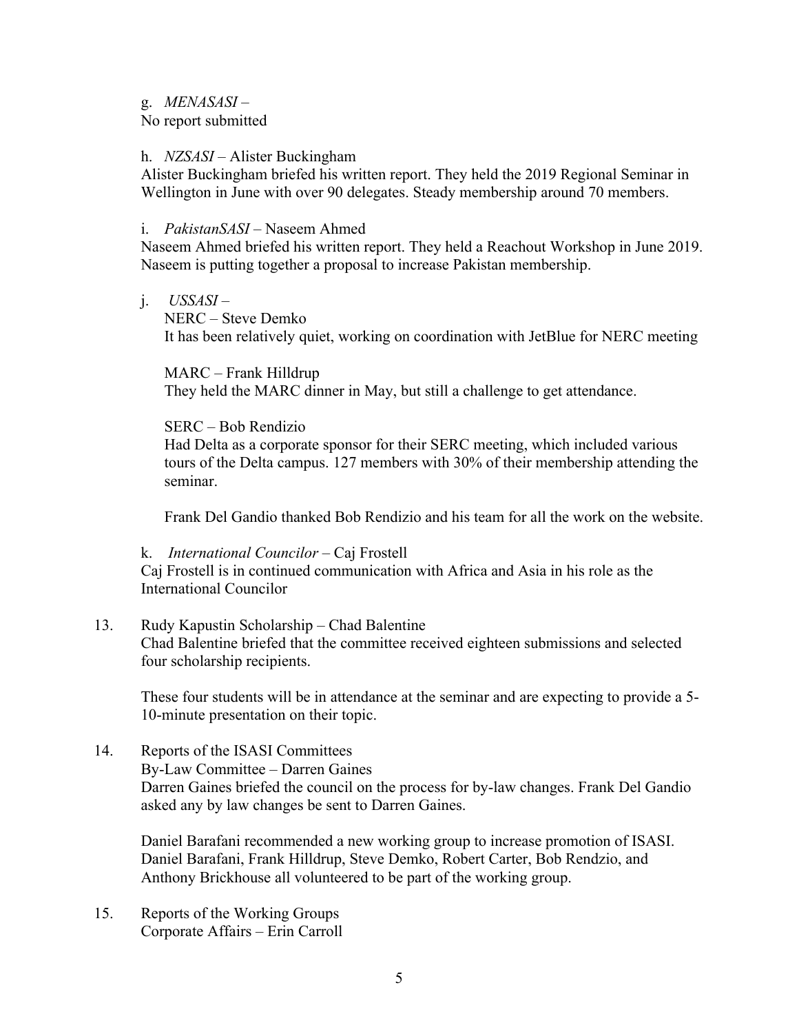g. *MENASASI* –
No report submitted

h. *NZSASI* – Alister Buckingham
Alister Buckingham briefed his written report. They held the 2019 Regional Seminar in Wellington in June with over 90 delegates. Steady membership around 70 members.

i. *PakistanSASI* – Naseem Ahmed
Naseem Ahmed briefed his written report. They held a Reachout Workshop in June 2019. Naseem is putting together a proposal to increase Pakistan membership.

j. *USSASI* –

NERC – Steve Demko
It has been relatively quiet, working on coordination with JetBlue for NERC meeting

MARC – Frank Hilldrup
They held the MARC dinner in May, but still a challenge to get attendance.

SERC – Bob Rendizio
Had Delta as a corporate sponsor for their SERC meeting, which included various tours of the Delta campus. 127 members with 30% of their membership attending the seminar.

Frank Del Gandio thanked Bob Rendizio and his team for all the work on the website.

k. *International Councilor* – Caj Frostell
Caj Frostell is in continued communication with Africa and Asia in his role as the International Councilor

13. Rudy Kapustin Scholarship – Chad Balentine
Chad Balentine briefed that the committee received eighteen submissions and selected four scholarship recipients.

These four students will be in attendance at the seminar and are expecting to provide a 5-10-minute presentation on their topic.

14. Reports of the ISASI Committees
By-Law Committee – Darren Gaines
Darren Gaines briefed the council on the process for by-law changes. Frank Del Gandio asked any by law changes be sent to Darren Gaines.

Daniel Barafani recommended a new working group to increase promotion of ISASI. Daniel Barafani, Frank Hilldrup, Steve Demko, Robert Carter, Bob Rendzio, and Anthony Brickhouse all volunteered to be part of the working group.

15. Reports of the Working Groups
Corporate Affairs – Erin Carroll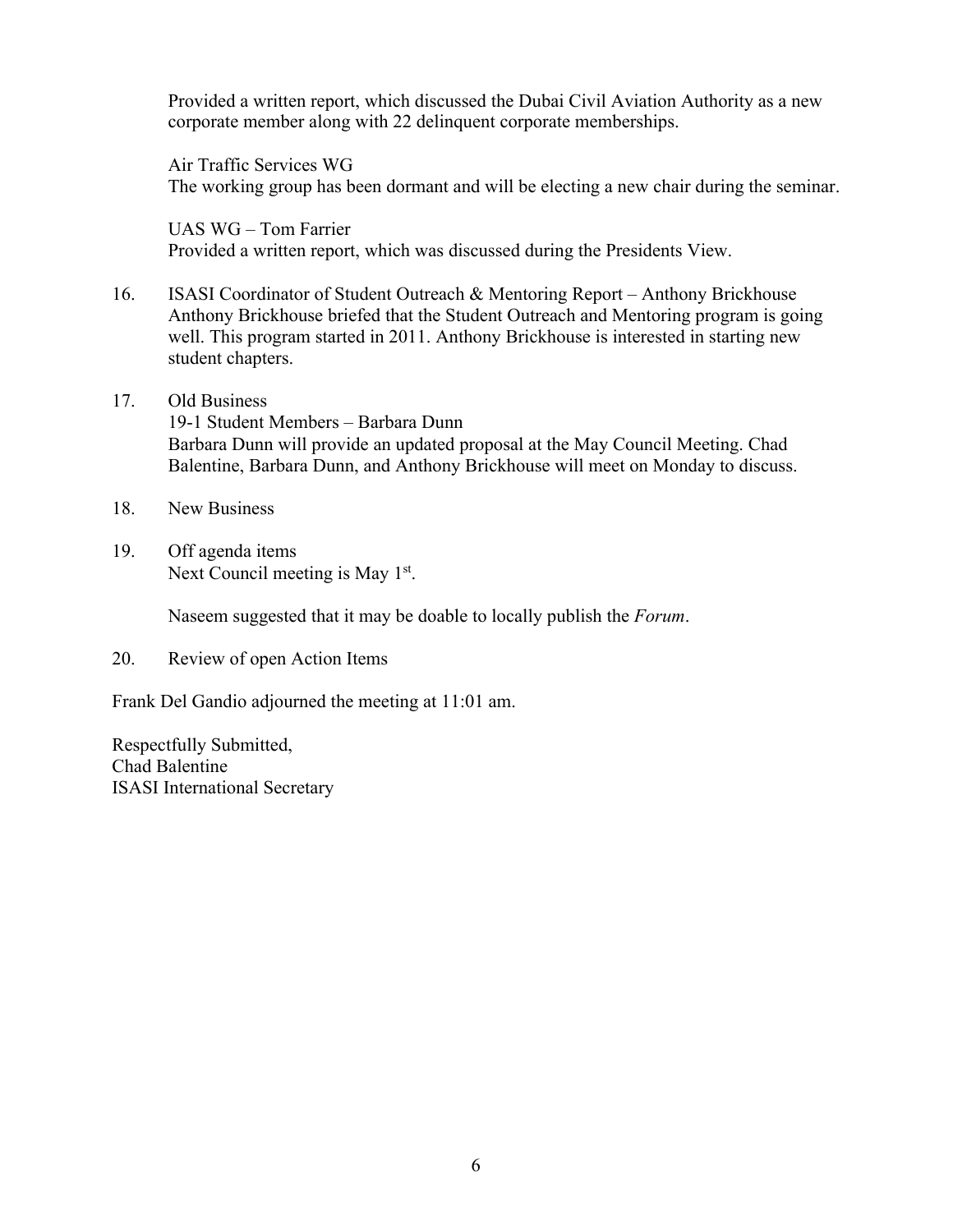Provided a written report, which discussed the Dubai Civil Aviation Authority as a new corporate member along with 22 delinquent corporate memberships.

Air Traffic Services WG
The working group has been dormant and will be electing a new chair during the seminar.

UAS WG – Tom Farrier
Provided a written report, which was discussed during the Presidents View.

16. ISASI Coordinator of Student Outreach & Mentoring Report – Anthony Brickhouse
    Anthony Brickhouse briefed that the Student Outreach and Mentoring program is going well. This program started in 2011. Anthony Brickhouse is interested in starting new student chapters.

17. Old Business
    19-1 Student Members – Barbara Dunn
    Barbara Dunn will provide an updated proposal at the May Council Meeting. Chad Balentine, Barbara Dunn, and Anthony Brickhouse will meet on Monday to discuss.

18. New Business

19. Off agenda items
    Next Council meeting is May 1st.

    Naseem suggested that it may be doable to locally publish the *Forum*.

20. Review of open Action Items

Frank Del Gandio adjourned the meeting at 11:01 am.

Respectfully Submitted,
Chad Balentine
ISASI International Secretary